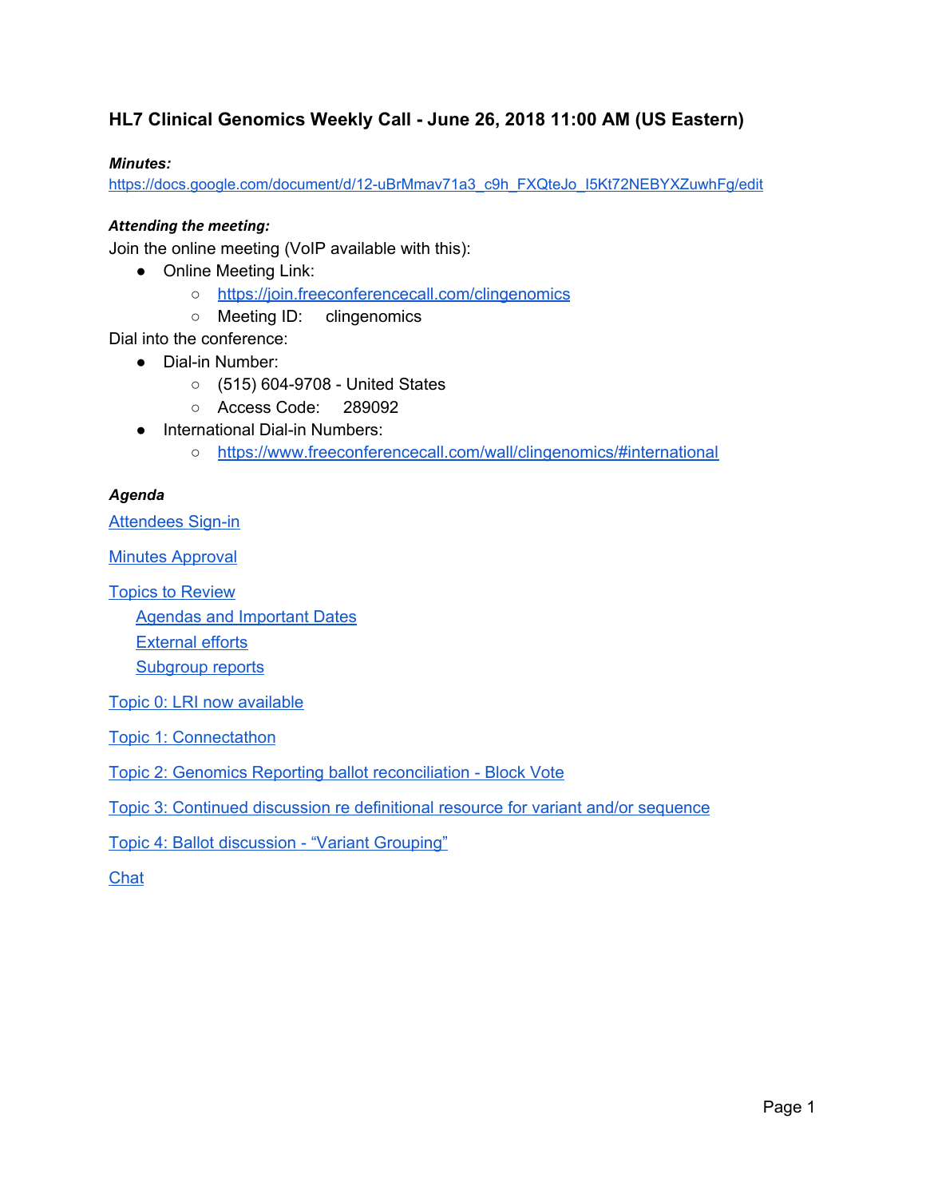# HL7 Clinical Genomics Weekly Call - June 26, 2018 11:00 AM (US Eastern)

***Minutes:***
https://docs.google.com/document/d/12-uBrMmav71a3_c9h_FXQteJo_I5Kt72NEBYXZuwhFg/edit

***Attending the meeting:***
Join the online meeting (VoIP available with this):

- Online Meeting Link:
  - https://join.freeconferencecall.com/clingenomics
  - Meeting ID: clingenomics

Dial into the conference:

- Dial-in Number:
  - (515) 604-9708 - United States
  - Access Code: 289092
- International Dial-in Numbers:
  - https://www.freeconferencecall.com/wall/clingenomics/#international

***Agenda***

Attendees Sign-in

Minutes Approval

Topics to Review
- Agendas and Important Dates
- External efforts
- Subgroup reports

Topic 0: LRI now available

Topic 1: Connectathon

Topic 2: Genomics Reporting ballot reconciliation - Block Vote

Topic 3: Continued discussion re definitional resource for variant and/or sequence

Topic 4: Ballot discussion - "Variant Grouping"

Chat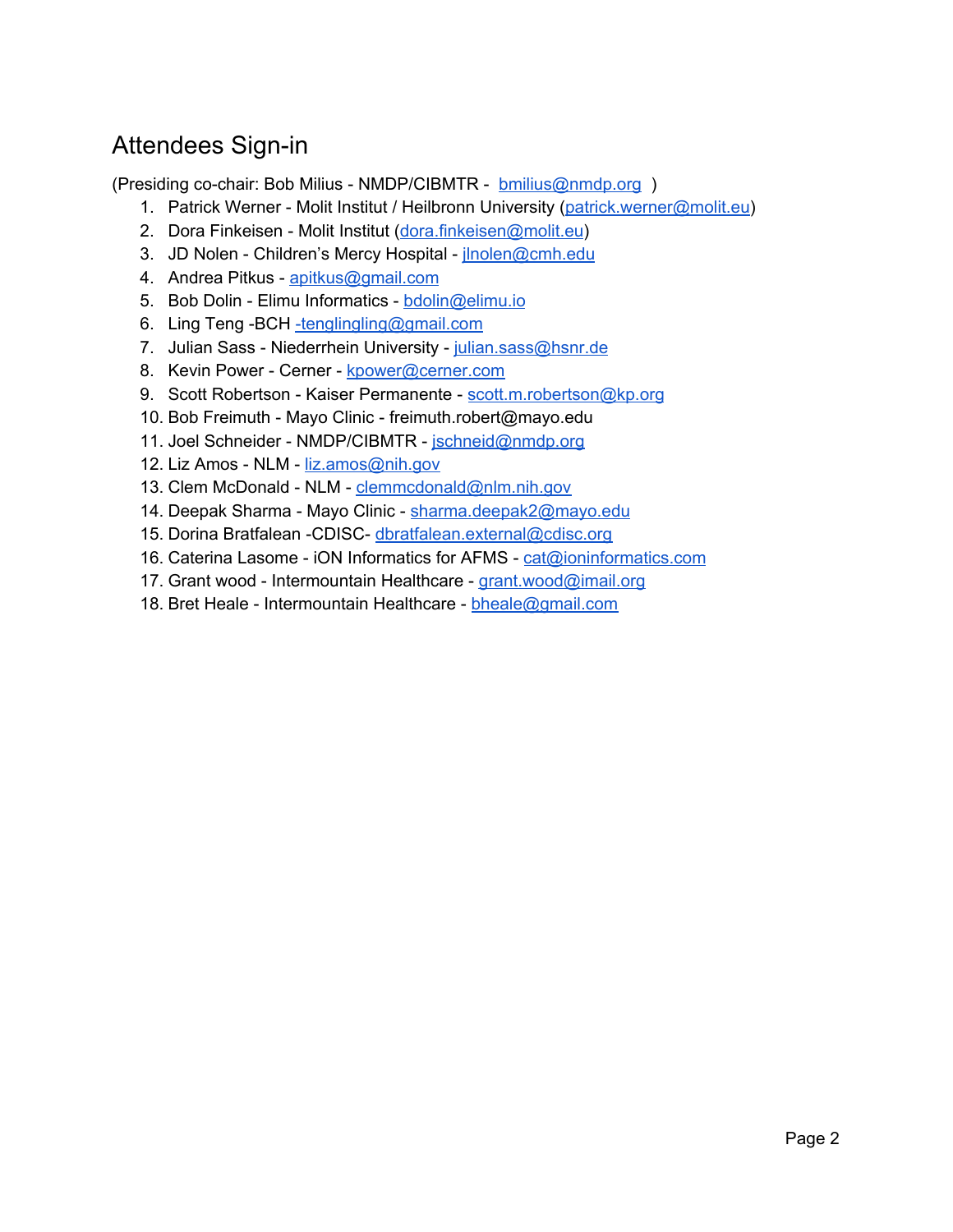## Attendees Sign-in

(Presiding co-chair: Bob Milius - NMDP/CIBMTR - bmilius@nmdp.org )

1. Patrick Werner - Molit Institut / Heilbronn University (patrick.werner@molit.eu)
2. Dora Finkeisen - Molit Institut (dora.finkeisen@molit.eu)
3. JD Nolen - Children's Mercy Hospital - jlnolen@cmh.edu
4. Andrea Pitkus - apitkus@gmail.com
5. Bob Dolin - Elimu Informatics - bdolin@elimu.io
6. Ling Teng -BCH -tenglingling@gmail.com
7. Julian Sass - Niederrhein University - julian.sass@hsnr.de
8. Kevin Power - Cerner - kpower@cerner.com
9. Scott Robertson - Kaiser Permanente - scott.m.robertson@kp.org
10. Bob Freimuth - Mayo Clinic - freimuth.robert@mayo.edu
11. Joel Schneider - NMDP/CIBMTR - jschneid@nmdp.org
12. Liz Amos - NLM - liz.amos@nih.gov
13. Clem McDonald - NLM - clemmcdonald@nlm.nih.gov
14. Deepak Sharma - Mayo Clinic - sharma.deepak2@mayo.edu
15. Dorina Bratfalean -CDISC- dbratfalean.external@cdisc.org
16. Caterina Lasome - iON Informatics for AFMS - cat@ioninformatics.com
17. Grant wood - Intermountain Healthcare - grant.wood@imail.org
18. Bret Heale - Intermountain Healthcare - bheale@gmail.com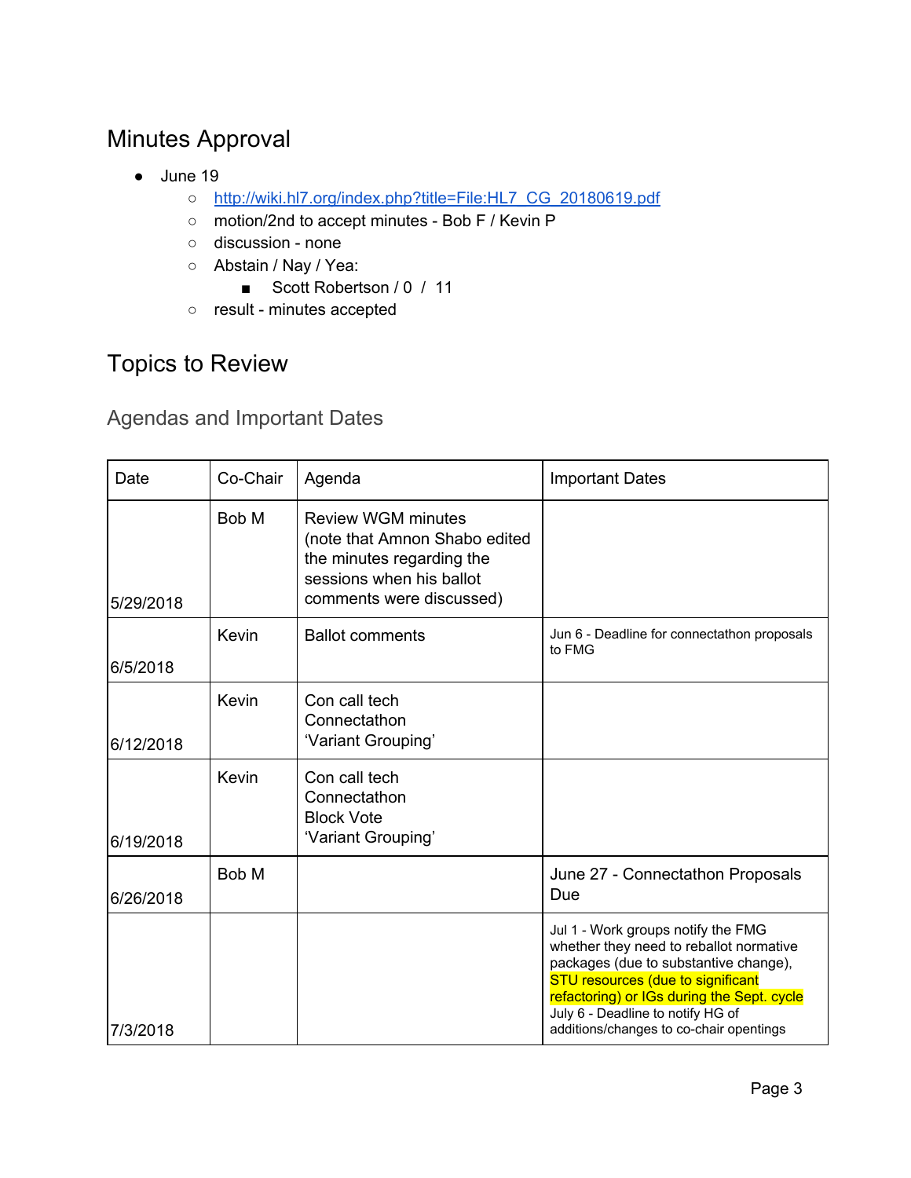## Minutes Approval

- June 19
    - http://wiki.hl7.org/index.php?title=File:HL7_CG_20180619.pdf
    - motion/2nd to accept minutes - Bob F / Kevin P
    - discussion - none
    - Abstain / Nay / Yea:
        - Scott Robertson / 0 / 11
    - result - minutes accepted

## Topics to Review

### Agendas and Important Dates

| Date | Co-Chair | Agenda | Important Dates |
|---|---|---|---|
| 5/29/2018 | Bob M | Review WGM minutes (note that Amnon Shabo edited the minutes regarding the sessions when his ballot comments were discussed) | |
| 6/5/2018 | Kevin | Ballot comments | Jun 6 - Deadline for connectathon proposals to FMG |
| 6/12/2018 | Kevin | Con call tech<br>Connectathon<br>'Variant Grouping' | |
| 6/19/2018 | Kevin | Con call tech<br>Connectathon<br>Block Vote<br>'Variant Grouping' | |
| 6/26/2018 | Bob M | | June 27 - Connectathon Proposals Due |
| 7/3/2018 | | | Jul 1 - Work groups notify the FMG whether they need to reballot normative packages (due to substantive change), STU resources (due to significant refactoring) or IGs during the Sept. cycle<br>July 6 - Deadline to notify HG of additions/changes to co-chair opentings |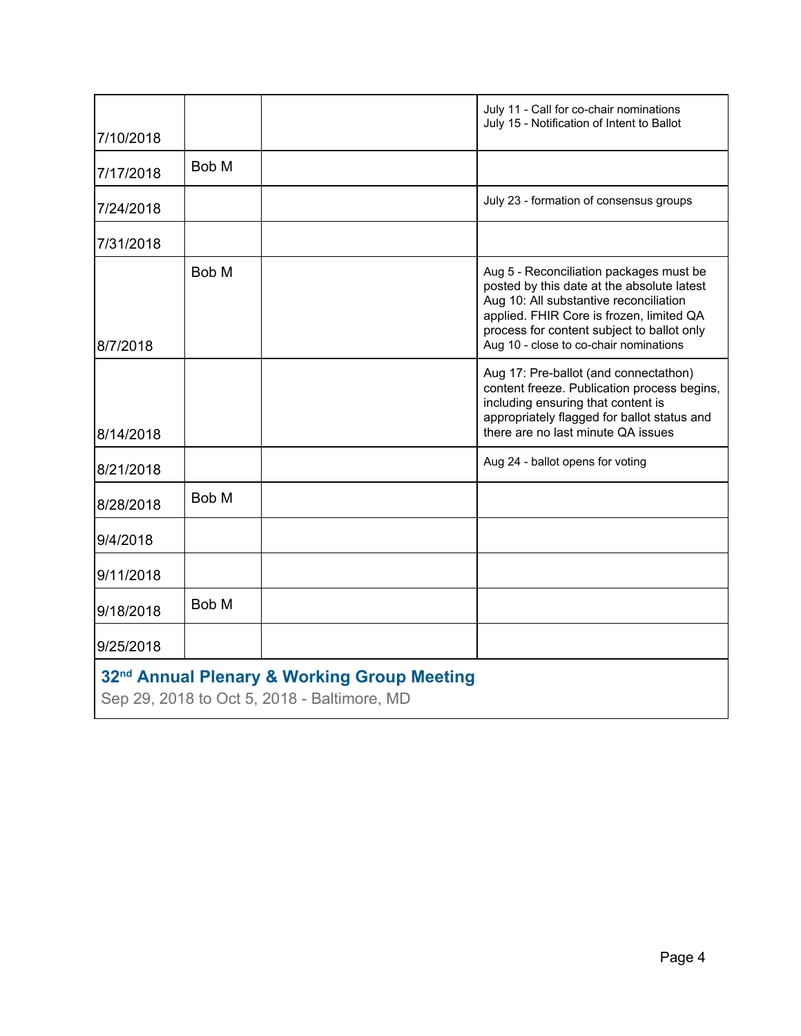| 7/10/2018 | | | July 11 - Call for co-chair nominations<br>July 15 - Notification of Intent to Ballot |
|---|---|---|---|
| 7/17/2018 | Bob M | | |
| 7/24/2018 | | | July 23 - formation of consensus groups |
| 7/31/2018 | | | |
| 8/7/2018 | Bob M | | Aug 5 - Reconciliation packages must be posted by this date at the absolute latest<br>Aug 10: All substantive reconciliation applied. FHIR Core is frozen, limited QA process for content subject to ballot only<br>Aug 10 - close to co-chair nominations |
| 8/14/2018 | | | Aug 17: Pre-ballot (and connectathon) content freeze. Publication process begins, including ensuring that content is appropriately flagged for ballot status and there are no last minute QA issues |
| 8/21/2018 | | | Aug 24 - ballot opens for voting |
| 8/28/2018 | Bob M | | |
| 9/4/2018 | | | |
| 9/11/2018 | | | |
| 9/18/2018 | Bob M | | |
| 9/25/2018 | | | |

**32nd Annual Plenary & Working Group Meeting**

Sep 29, 2018 to Oct 5, 2018 - Baltimore, MD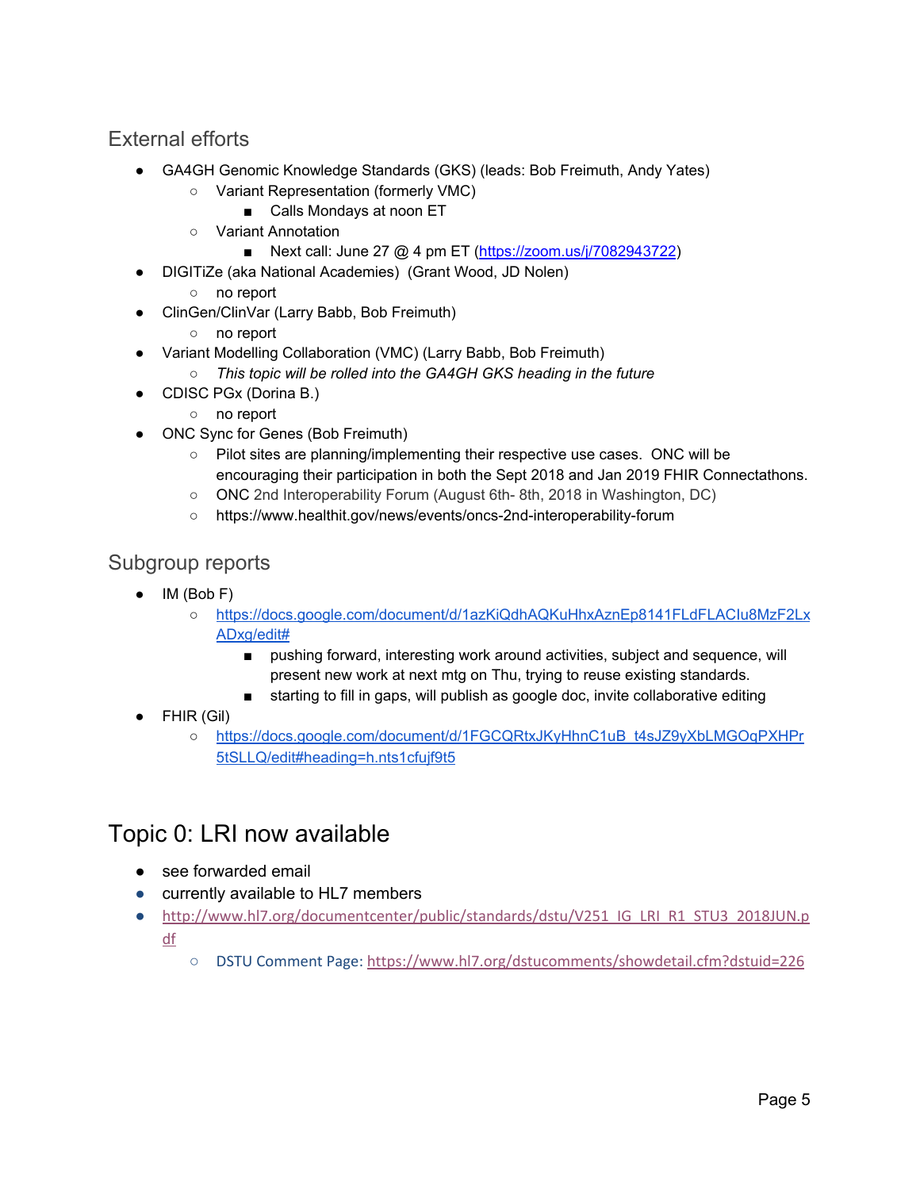## External efforts

- GA4GH Genomic Knowledge Standards (GKS) (leads: Bob Freimuth, Andy Yates)
  - Variant Representation (formerly VMC)
    - Calls Mondays at noon ET
  - Variant Annotation
    - Next call: June 27 @ 4 pm ET (https://zoom.us/j/7082943722)
- DIGITiZe (aka National Academies) (Grant Wood, JD Nolen)
  - no report
- ClinGen/ClinVar (Larry Babb, Bob Freimuth)
  - no report
- Variant Modelling Collaboration (VMC) (Larry Babb, Bob Freimuth)
  - *This topic will be rolled into the GA4GH GKS heading in the future*
- CDISC PGx (Dorina B.)
  - no report
- ONC Sync for Genes (Bob Freimuth)
  - Pilot sites are planning/implementing their respective use cases. ONC will be encouraging their participation in both the Sept 2018 and Jan 2019 FHIR Connectathons.
  - ONC 2nd Interoperability Forum (August 6th- 8th, 2018 in Washington, DC)
  - https://www.healthit.gov/news/events/oncs-2nd-interoperability-forum

## Subgroup reports

- IM (Bob F)
  - https://docs.google.com/document/d/1azKiQdhAQKuHhxAznEp8141FLdFLACIu8MzF2LxADxg/edit#
    - pushing forward, interesting work around activities, subject and sequence, will present new work at next mtg on Thu, trying to reuse existing standards.
    - starting to fill in gaps, will publish as google doc, invite collaborative editing
- FHIR (Gil)
  - https://docs.google.com/document/d/1FGCQRtxJKyHhnC1uB_t4sJZ9yXbLMGOqPXHPr5tSLLQ/edit#heading=h.nts1cfujf9t5

# Topic 0: LRI now available

- see forwarded email
- currently available to HL7 members
- http://www.hl7.org/documentcenter/public/standards/dstu/V251_IG_LRI_R1_STU3_2018JUN.pdf
  - DSTU Comment Page: https://www.hl7.org/dstucomments/showdetail.cfm?dstuid=226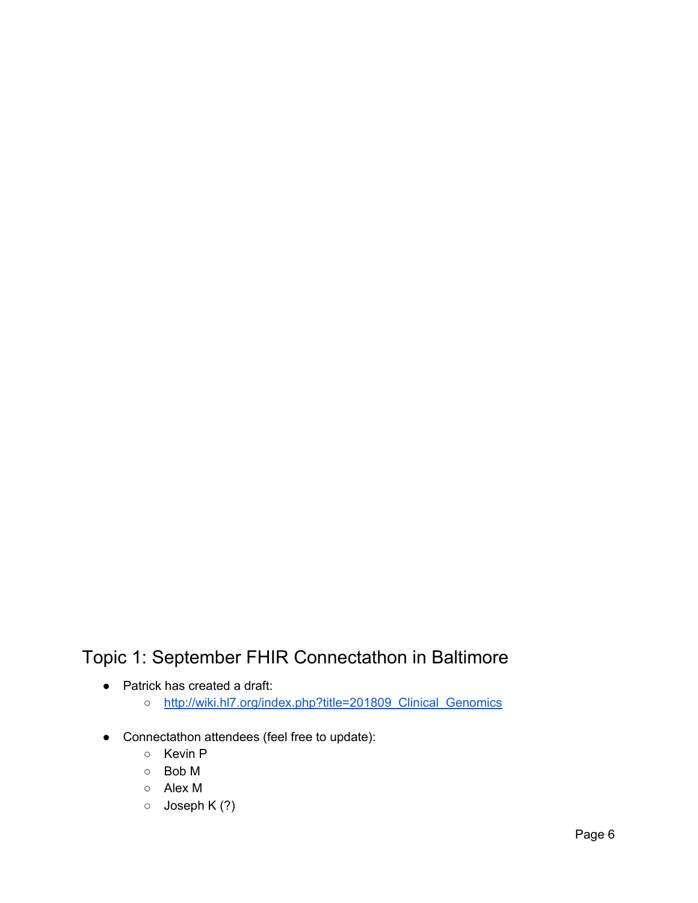## Topic 1: September FHIR Connectathon in Baltimore

- Patrick has created a draft:
  - [http://wiki.hl7.org/index.php?title=201809_Clinical_Genomics](http://wiki.hl7.org/index.php?title=201809_Clinical_Genomics)

- Connectathon attendees (feel free to update):
  - Kevin P
  - Bob M
  - Alex M
  - Joseph K (?)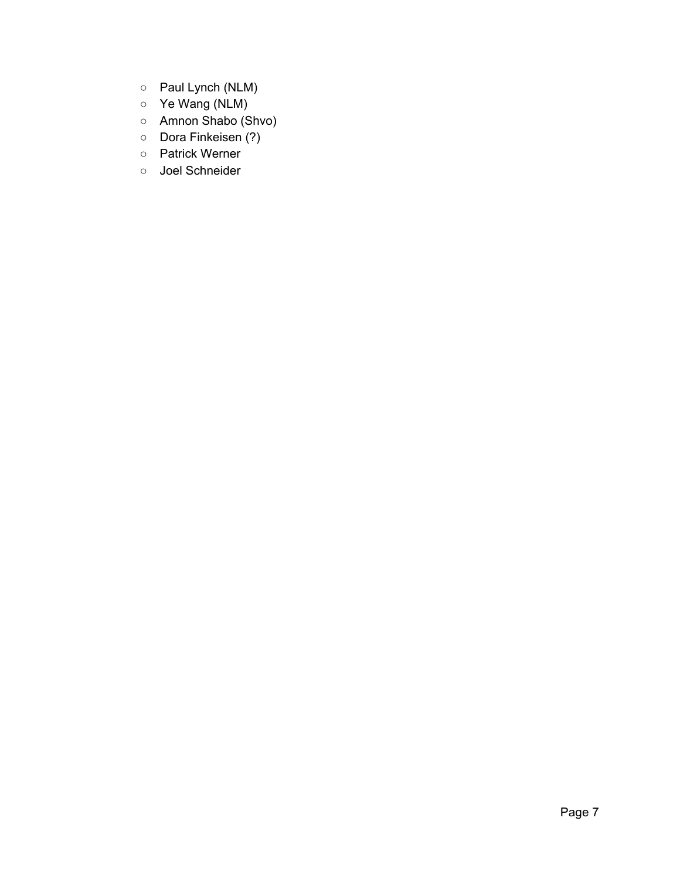- Paul Lynch (NLM)
- Ye Wang (NLM)
- Amnon Shabo (Shvo)
- Dora Finkeisen (?)
- Patrick Werner
- Joel Schneider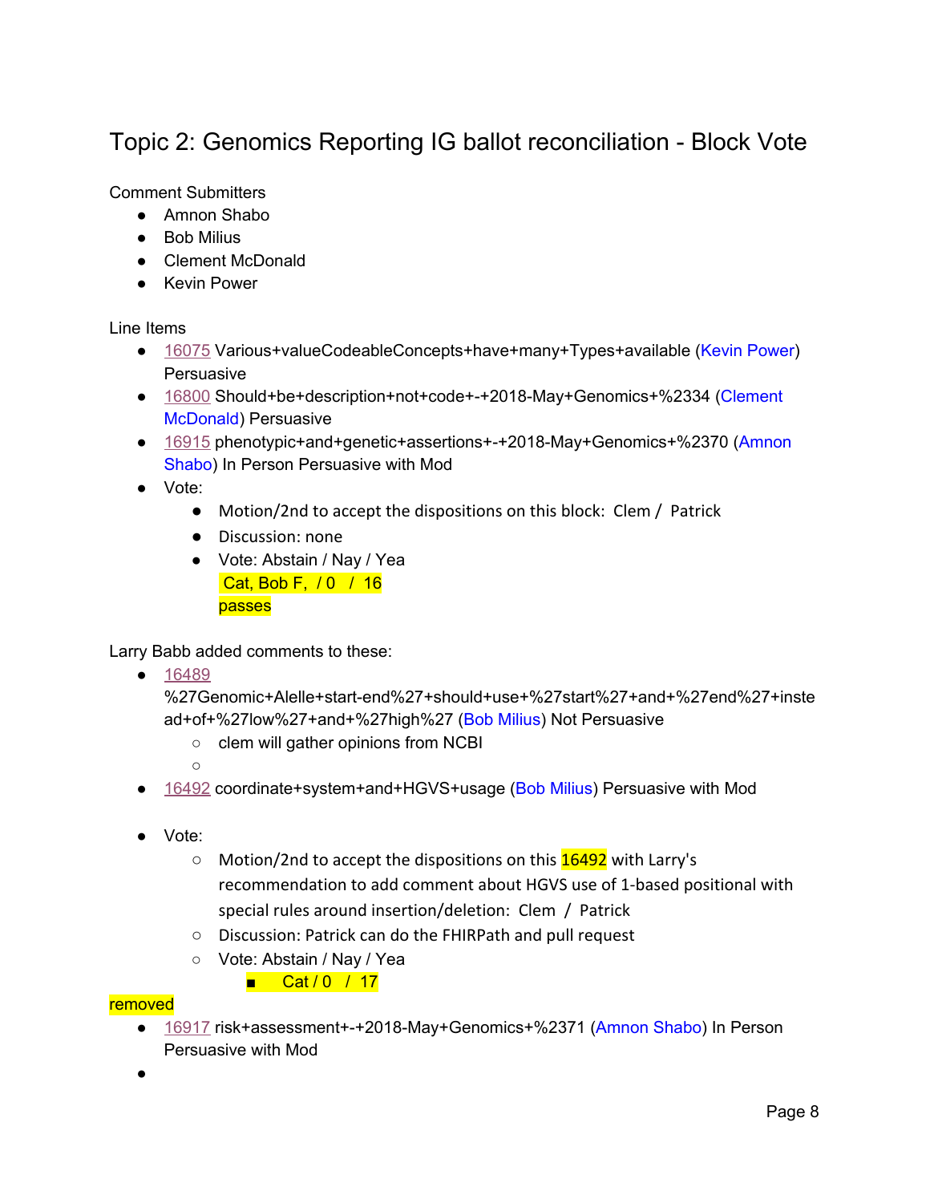# Topic 2: Genomics Reporting IG ballot reconciliation - Block Vote

Comment Submitters

- Amnon Shabo
- Bob Milius
- Clement McDonald
- Kevin Power

Line Items

- 16075 Various+valueCodeableConcepts+have+many+Types+available (Kevin Power) Persuasive
- 16800 Should+be+description+not+code+-+2018-May+Genomics+%2334 (Clement McDonald) Persuasive
- 16915 phenotypic+and+genetic+assertions+-+2018-May+Genomics+%2370 (Amnon Shabo) In Person Persuasive with Mod
- Vote:
    - Motion/2nd to accept the dispositions on this block: Clem / Patrick
    - Discussion: none
    - Vote: Abstain / Nay / Yea
      Cat, Bob F, / 0 / 16
      passes

Larry Babb added comments to these:

- 16489 %27Genomic+Alelle+start-end%27+should+use+%27start%27+and+%27end%27+instead+of+%27low%27+and+%27high%27 (Bob Milius) Not Persuasive
    - clem will gather opinions from NCBI
    - 
- 16492 coordinate+system+and+HGVS+usage (Bob Milius) Persuasive with Mod

- Vote:
    - Motion/2nd to accept the dispositions on this 16492 with Larry's recommendation to add comment about HGVS use of 1-based positional with special rules around insertion/deletion: Clem / Patrick
    - Discussion: Patrick can do the FHIRPath and pull request
    - Vote: Abstain / Nay / Yea
        - Cat / 0 / 17

removed

- 16917 risk+assessment+-+2018-May+Genomics+%2371 (Amnon Shabo) In Person Persuasive with Mod
-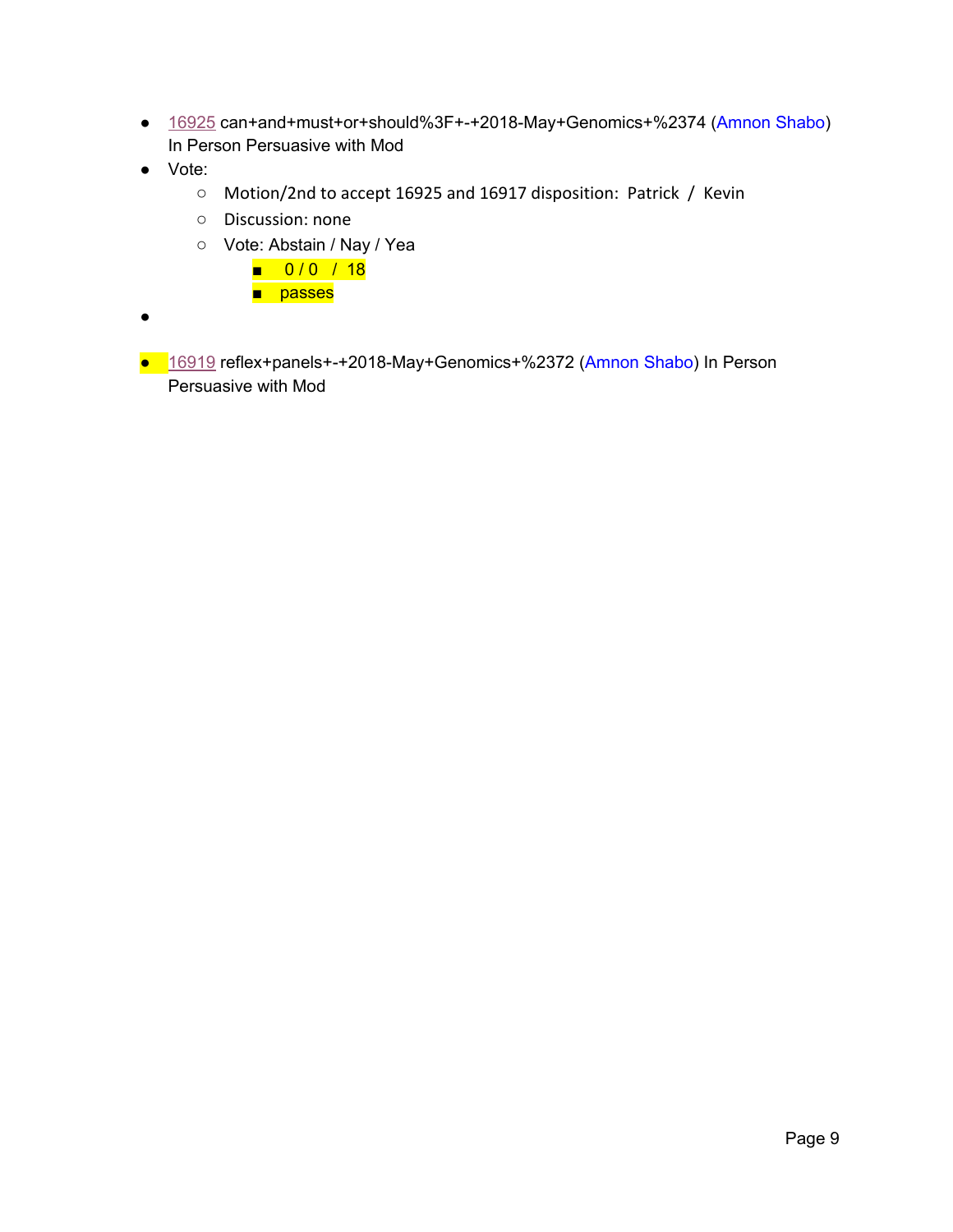- 16925 can+and+must+or+should%3F+-+2018-May+Genomics+%2374 (Amnon Shabo) In Person Persuasive with Mod
- Vote:
  - Motion/2nd to accept 16925 and 16917 disposition:  Patrick  /  Kevin
  - Discussion: none
  - Vote: Abstain / Nay / Yea
    - 0 / 0  /  18
    - passes
- 

- 16919 reflex+panels+-+2018-May+Genomics+%2372 (Amnon Shabo) In Person Persuasive with Mod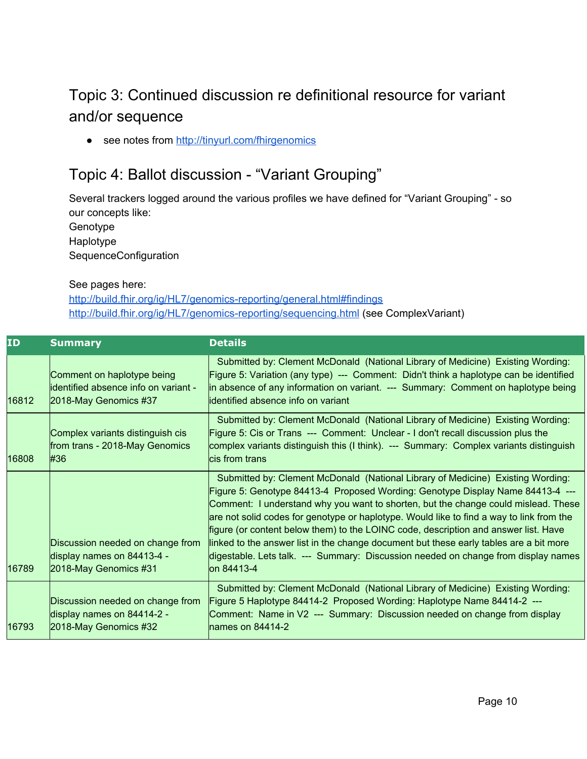## Topic 3: Continued discussion re definitional resource for variant and/or sequence

- see notes from http://tinyurl.com/fhirgenomics

## Topic 4: Ballot discussion - “Variant Grouping”

Several trackers logged around the various profiles we have defined for “Variant Grouping” - so our concepts like:
Genotype
Haplotype
SequenceConfiguration

See pages here:
http://build.fhir.org/ig/HL7/genomics-reporting/general.html#findings
http://build.fhir.org/ig/HL7/genomics-reporting/sequencing.html (see ComplexVariant)

| ID | Summary | Details |
| --- | --- | --- |
| 16812 | Comment on haplotype being identified absence info on variant - 2018-May Genomics #37 | Submitted by: Clement McDonald (National Library of Medicine) Existing Wording: Figure 5: Variation (any type) --- Comment: Didn't think a haplotype can be identified in absence of any information on variant. --- Summary: Comment on haplotype being identified absence info on variant |
| 16808 | Complex variants distinguish cis from trans - 2018-May Genomics #36 | Submitted by: Clement McDonald (National Library of Medicine) Existing Wording: Figure 5: Cis or Trans --- Comment: Unclear - I don't recall discussion plus the complex variants distinguish this (I think). --- Summary: Complex variants distinguish cis from trans |
| 16789 | Discussion needed on change from display names on 84413-4 - 2018-May Genomics #31 | Submitted by: Clement McDonald (National Library of Medicine) Existing Wording: Figure 5: Genotype 84413-4 Proposed Wording: Genotype Display Name 84413-4 --- Comment: I understand why you want to shorten, but the change could mislead. These are not solid codes for genotype or haplotype. Would like to find a way to link from the figure (or content below them) to the LOINC code, description and answer list. Have linked to the answer list in the change document but these early tables are a bit more digestable. Lets talk. --- Summary: Discussion needed on change from display names on 84413-4 |
| 16793 | Discussion needed on change from display names on 84414-2 - 2018-May Genomics #32 | Submitted by: Clement McDonald (National Library of Medicine) Existing Wording: Figure 5 Haplotype 84414-2 Proposed Wording: Haplotype Name 84414-2 --- Comment: Name in V2 --- Summary: Discussion needed on change from display names on 84414-2 |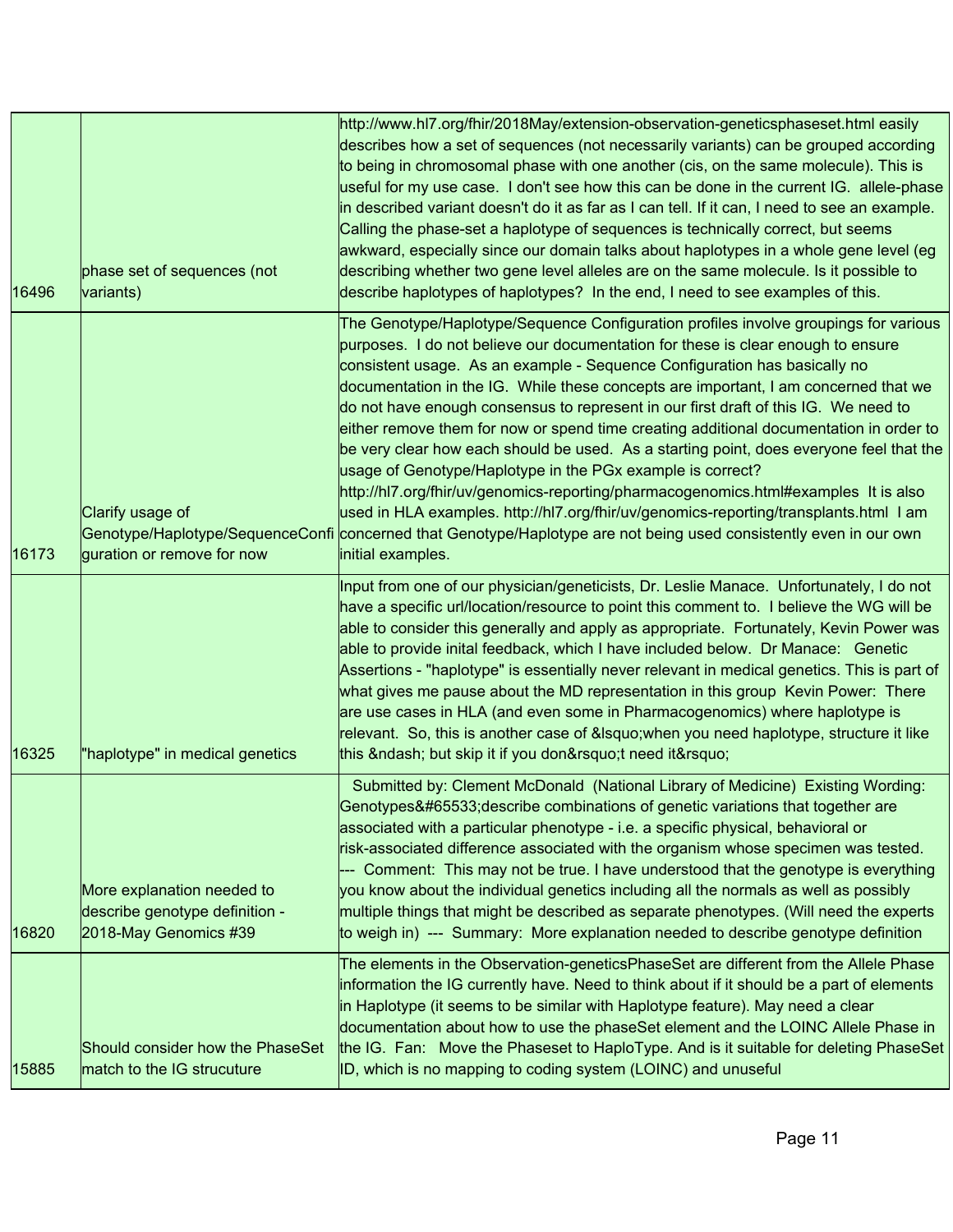| | | |
|---|---|---|
| 16496 | phase set of sequences (not variants) | http://www.hl7.org/fhir/2018May/extension-observation-geneticsphaseset.html easily describes how a set of sequences (not necessarily variants) can be grouped according to being in chromosomal phase with one another (cis, on the same molecule). This is useful for my use case. I don't see how this can be done in the current IG. allele-phase in described variant doesn't do it as far as I can tell. If it can, I need to see an example. Calling the phase-set a haplotype of sequences is technically correct, but seems awkward, especially since our domain talks about haplotypes in a whole gene level (eg describing whether two gene level alleles are on the same molecule. Is it possible to describe haplotypes of haplotypes? In the end, I need to see examples of this. |
| 16173 | Clarify usage of Genotype/Haplotype/SequenceConfiguration or remove for now | The Genotype/Haplotype/Sequence Configuration profiles involve groupings for various purposes. I do not believe our documentation for these is clear enough to ensure consistent usage. As an example - Sequence Configuration has basically no documentation in the IG. While these concepts are important, I am concerned that we do not have enough consensus to represent in our first draft of this IG. We need to either remove them for now or spend time creating additional documentation in order to be very clear how each should be used. As a starting point, does everyone feel that the usage of Genotype/Haplotype in the PGx example is correct? http://hl7.org/fhir/uv/genomics-reporting/pharmacogenomics.html#examples It is also used in HLA examples. http://hl7.org/fhir/uv/genomics-reporting/transplants.html I am concerned that Genotype/Haplotype are not being used consistently even in our own initial examples. |
| 16325 | "haplotype" in medical genetics | Input from one of our physician/geneticists, Dr. Leslie Manace. Unfortunately, I do not have a specific url/location/resource to point this comment to. I believe the WG will be able to consider this generally and apply as appropriate. Fortunately, Kevin Power was able to provide inital feedback, which I have included below. Dr Manace: Genetic Assertions - "haplotype" is essentially never relevant in medical genetics. This is part of what gives me pause about the MD representation in this group Kevin Power: There are use cases in HLA (and even some in Pharmacogenomics) where haplotype is relevant. So, this is another case of &lsquo;when you need haplotype, structure it like this &ndash; but skip it if you don&rsquo;t need it&rsquo; |
| 16820 | More explanation needed to describe genotype definition - 2018-May Genomics #39 | Submitted by: Clement McDonald (National Library of Medicine) Existing Wording: Genotypes&#65533;describe combinations of genetic variations that together are associated with a particular phenotype - i.e. a specific physical, behavioral or risk-associated difference associated with the organism whose specimen was tested. --- Comment: This may not be true. I have understood that the genotype is everything you know about the individual genetics including all the normals as well as possibly multiple things that might be described as separate phenotypes. (Will need the experts to weigh in) --- Summary: More explanation needed to describe genotype definition |
| 15885 | Should consider how the PhaseSet match to the IG strucuture | The elements in the Observation-geneticsPhaseSet are different from the Allele Phase information the IG currently have. Need to think about if it should be a part of elements in Haplotype (it seems to be similar with Haplotype feature). May need a clear documentation about how to use the phaseSet element and the LOINC Allele Phase in the IG. Fan: Move the Phaseset to HaploType. And is it suitable for deleting PhaseSet ID, which is no mapping to coding system (LOINC) and unuseful |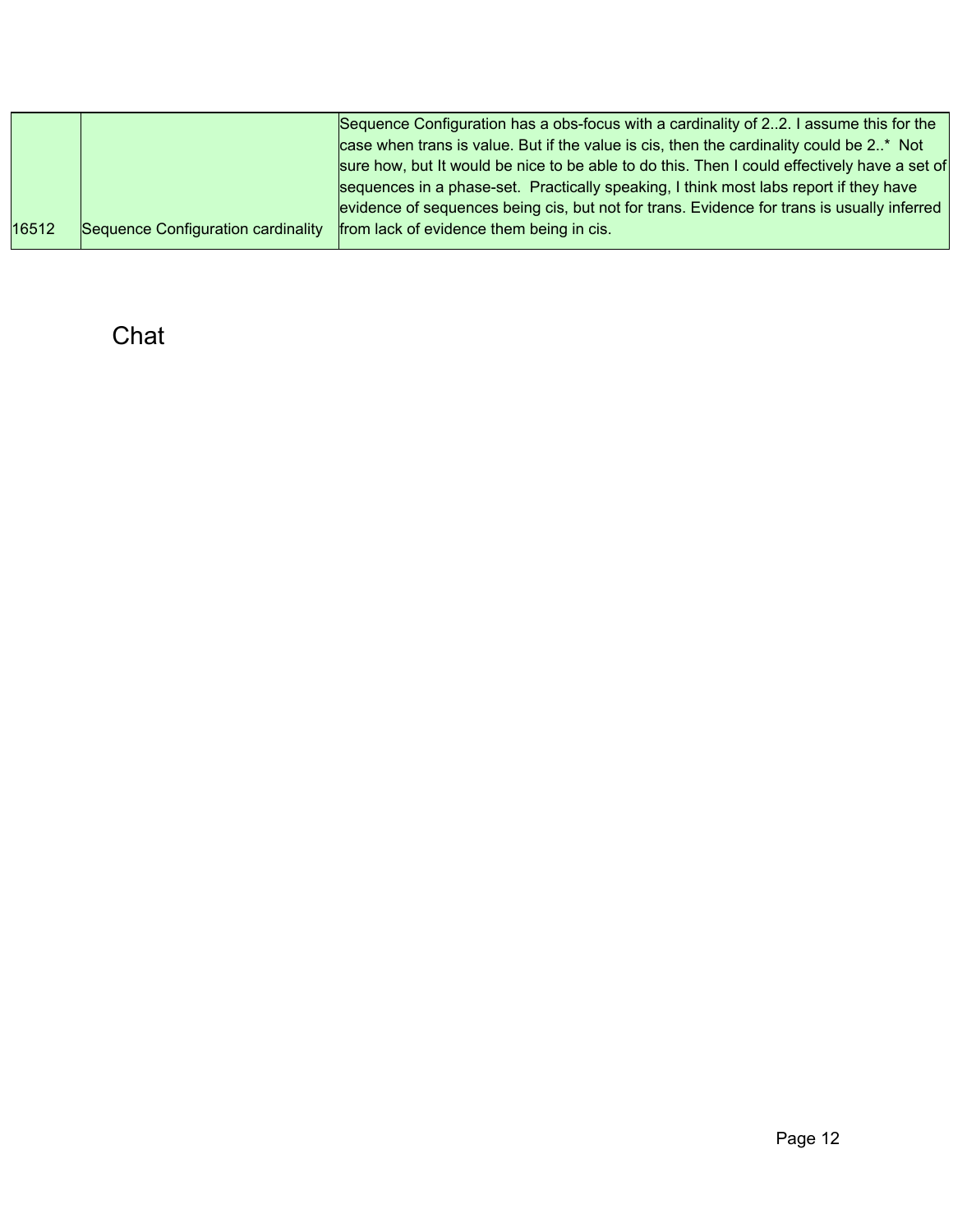| | | |
|---|---|---|
| 16512 | Sequence Configuration cardinality | Sequence Configuration has a obs-focus with a cardinality of 2..2. I assume this for the case when trans is value. But if the value is cis, then the cardinality could be 2..* Not sure how, but It would be nice to be able to do this. Then I could effectively have a set of sequences in a phase-set. Practically speaking, I think most labs report if they have evidence of sequences being cis, but not for trans. Evidence for trans is usually inferred from lack of evidence them being in cis. |

## Chat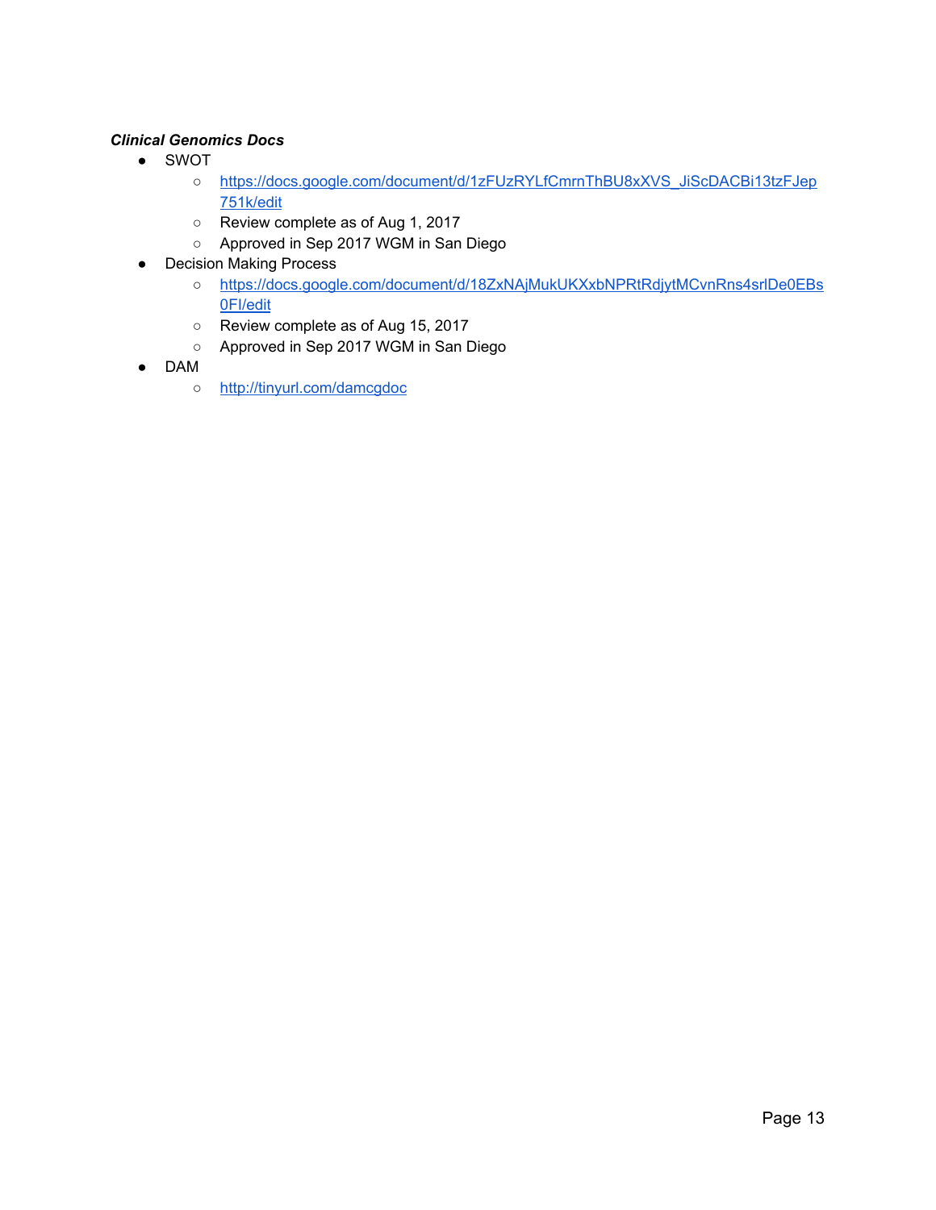***Clinical Genomics Docs***

- SWOT
  - https://docs.google.com/document/d/1zFUzRYLfCmrnThBU8xXVS_JiScDACBi13tzFJep751k/edit
  - Review complete as of Aug 1, 2017
  - Approved in Sep 2017 WGM in San Diego
- Decision Making Process
  - https://docs.google.com/document/d/18ZxNAjMukUKXxbNPRtRdjytMCvnRns4srlDe0EBs0FI/edit
  - Review complete as of Aug 15, 2017
  - Approved in Sep 2017 WGM in San Diego
- DAM
  - http://tinyurl.com/damcgdoc